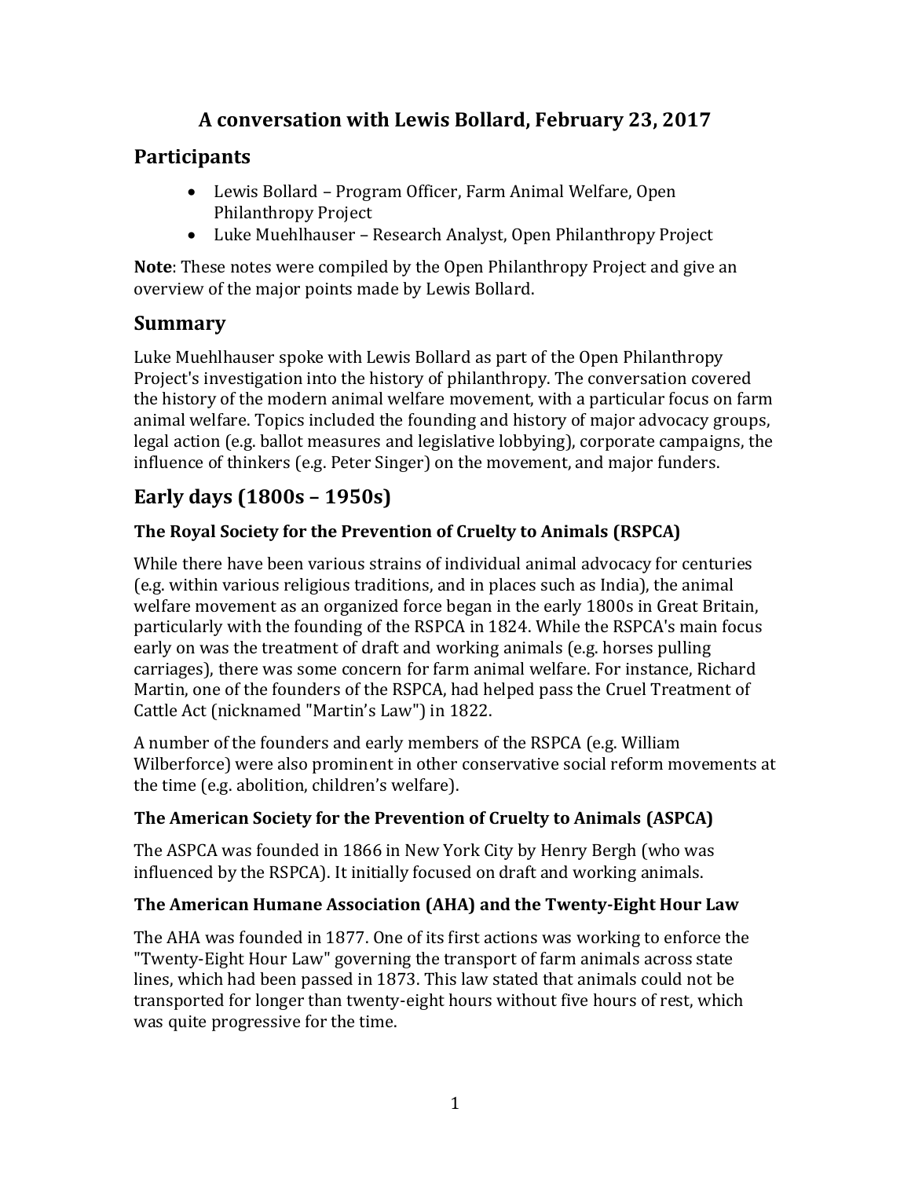# A conversation with Lewis Bollard, February 23, 2017

## Participants

- Lewis Bollard – Program Officer, Farm Animal Welfare, Open Philanthropy Project
- Luke Muehlhauser – Research Analyst, Open Philanthropy Project

**Note**: These notes were compiled by the Open Philanthropy Project and give an overview of the major points made by Lewis Bollard.

## Summary

Luke Muehlhauser spoke with Lewis Bollard as part of the Open Philanthropy Project's investigation into the history of philanthropy. The conversation covered the history of the modern animal welfare movement, with a particular focus on farm animal welfare. Topics included the founding and history of major advocacy groups, legal action (e.g. ballot measures and legislative lobbying), corporate campaigns, the influence of thinkers (e.g. Peter Singer) on the movement, and major funders.

## Early days (1800s – 1950s)

### The Royal Society for the Prevention of Cruelty to Animals (RSPCA)

While there have been various strains of individual animal advocacy for centuries (e.g. within various religious traditions, and in places such as India), the animal welfare movement as an organized force began in the early 1800s in Great Britain, particularly with the founding of the RSPCA in 1824. While the RSPCA's main focus early on was the treatment of draft and working animals (e.g. horses pulling carriages), there was some concern for farm animal welfare. For instance, Richard Martin, one of the founders of the RSPCA, had helped pass the Cruel Treatment of Cattle Act (nicknamed "Martin's Law") in 1822.

A number of the founders and early members of the RSPCA (e.g. William Wilberforce) were also prominent in other conservative social reform movements at the time (e.g. abolition, children's welfare).

### The American Society for the Prevention of Cruelty to Animals (ASPCA)

The ASPCA was founded in 1866 in New York City by Henry Bergh (who was influenced by the RSPCA). It initially focused on draft and working animals.

### The American Humane Association (AHA) and the Twenty-Eight Hour Law

The AHA was founded in 1877. One of its first actions was working to enforce the "Twenty-Eight Hour Law" governing the transport of farm animals across state lines, which had been passed in 1873. This law stated that animals could not be transported for longer than twenty-eight hours without five hours of rest, which was quite progressive for the time.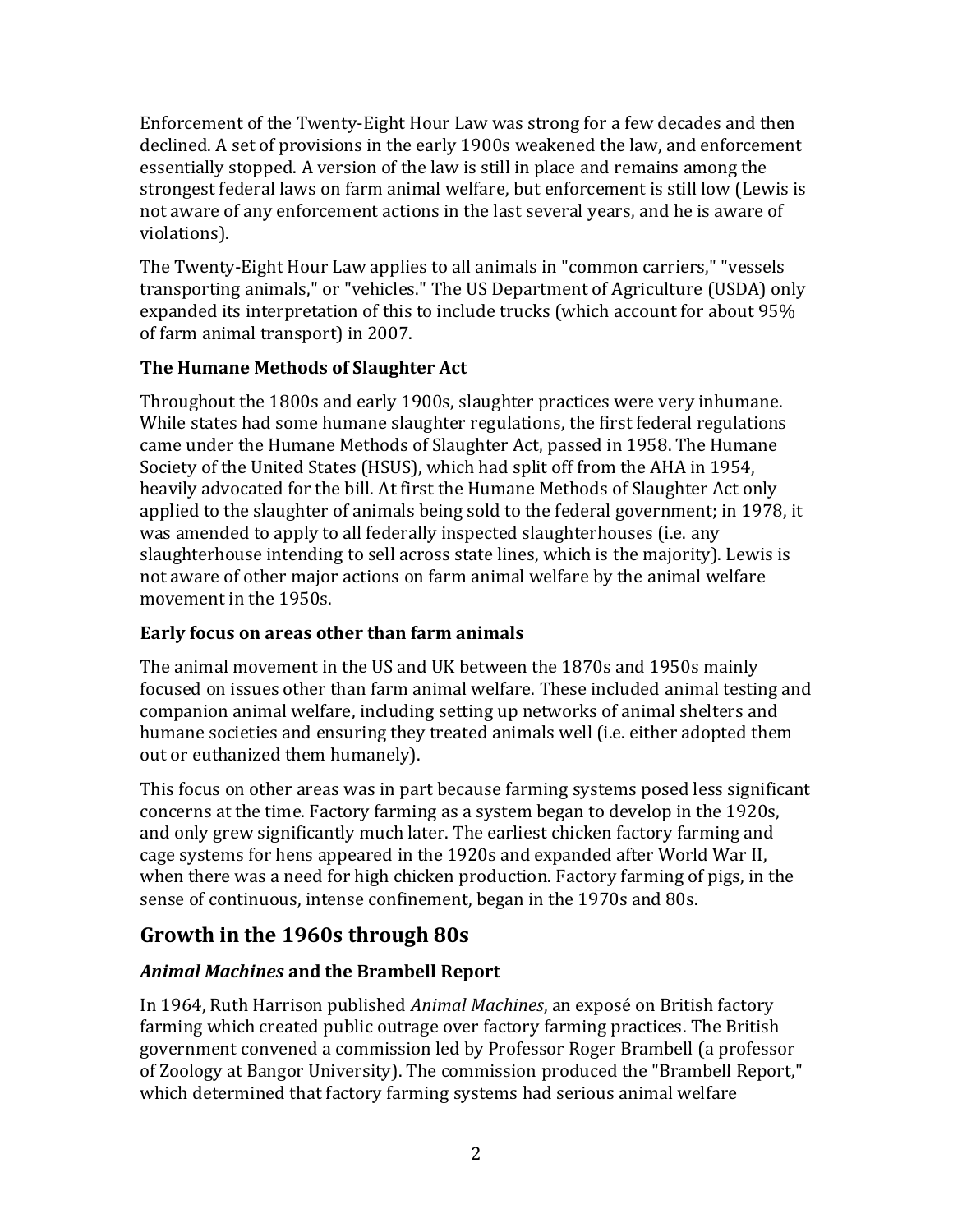Enforcement of the Twenty-Eight Hour Law was strong for a few decades and then declined. A set of provisions in the early 1900s weakened the law, and enforcement essentially stopped. A version of the law is still in place and remains among the strongest federal laws on farm animal welfare, but enforcement is still low (Lewis is not aware of any enforcement actions in the last several years, and he is aware of violations).

The Twenty-Eight Hour Law applies to all animals in "common carriers," "vessels transporting animals," or "vehicles." The US Department of Agriculture (USDA) only expanded its interpretation of this to include trucks (which account for about 95% of farm animal transport) in 2007.

### The Humane Methods of Slaughter Act

Throughout the 1800s and early 1900s, slaughter practices were very inhumane. While states had some humane slaughter regulations, the first federal regulations came under the Humane Methods of Slaughter Act, passed in 1958. The Humane Society of the United States (HSUS), which had split off from the AHA in 1954, heavily advocated for the bill. At first the Humane Methods of Slaughter Act only applied to the slaughter of animals being sold to the federal government; in 1978, it was amended to apply to all federally inspected slaughterhouses (i.e. any slaughterhouse intending to sell across state lines, which is the majority). Lewis is not aware of other major actions on farm animal welfare by the animal welfare movement in the 1950s.

### Early focus on areas other than farm animals

The animal movement in the US and UK between the 1870s and 1950s mainly focused on issues other than farm animal welfare. These included animal testing and companion animal welfare, including setting up networks of animal shelters and humane societies and ensuring they treated animals well (i.e. either adopted them out or euthanized them humanely).

This focus on other areas was in part because farming systems posed less significant concerns at the time. Factory farming as a system began to develop in the 1920s, and only grew significantly much later. The earliest chicken factory farming and cage systems for hens appeared in the 1920s and expanded after World War II, when there was a need for high chicken production. Factory farming of pigs, in the sense of continuous, intense confinement, began in the 1970s and 80s.

## Growth in the 1960s through 80s

### *Animal Machines* and the Brambell Report

In 1964, Ruth Harrison published *Animal Machines*, an exposé on British factory farming which created public outrage over factory farming practices. The British government convened a commission led by Professor Roger Brambell (a professor of Zoology at Bangor University). The commission produced the "Brambell Report," which determined that factory farming systems had serious animal welfare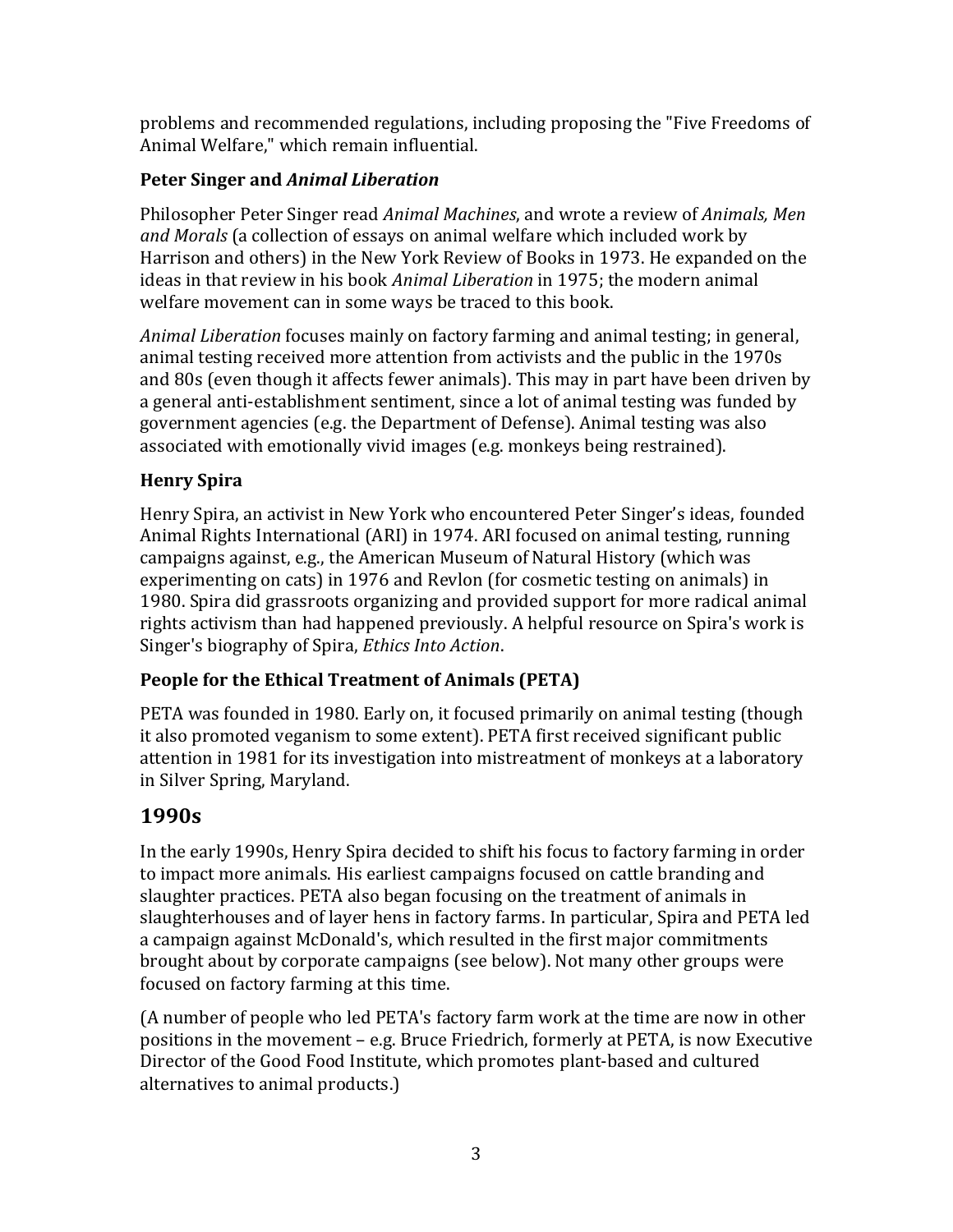problems and recommended regulations, including proposing the "Five Freedoms of Animal Welfare," which remain influential.

### Peter Singer and *Animal Liberation*

Philosopher Peter Singer read *Animal Machines*, and wrote a review of *Animals, Men and Morals* (a collection of essays on animal welfare which included work by Harrison and others) in the New York Review of Books in 1973. He expanded on the ideas in that review in his book *Animal Liberation* in 1975; the modern animal welfare movement can in some ways be traced to this book.

*Animal Liberation* focuses mainly on factory farming and animal testing; in general, animal testing received more attention from activists and the public in the 1970s and 80s (even though it affects fewer animals). This may in part have been driven by a general anti-establishment sentiment, since a lot of animal testing was funded by government agencies (e.g. the Department of Defense). Animal testing was also associated with emotionally vivid images (e.g. monkeys being restrained).

### Henry Spira

Henry Spira, an activist in New York who encountered Peter Singer's ideas, founded Animal Rights International (ARI) in 1974. ARI focused on animal testing, running campaigns against, e.g., the American Museum of Natural History (which was experimenting on cats) in 1976 and Revlon (for cosmetic testing on animals) in 1980. Spira did grassroots organizing and provided support for more radical animal rights activism than had happened previously. A helpful resource on Spira's work is Singer's biography of Spira, *Ethics Into Action*.

### People for the Ethical Treatment of Animals (PETA)

PETA was founded in 1980. Early on, it focused primarily on animal testing (though it also promoted veganism to some extent). PETA first received significant public attention in 1981 for its investigation into mistreatment of monkeys at a laboratory in Silver Spring, Maryland.

## 1990s

In the early 1990s, Henry Spira decided to shift his focus to factory farming in order to impact more animals. His earliest campaigns focused on cattle branding and slaughter practices. PETA also began focusing on the treatment of animals in slaughterhouses and of layer hens in factory farms. In particular, Spira and PETA led a campaign against McDonald's, which resulted in the first major commitments brought about by corporate campaigns (see below). Not many other groups were focused on factory farming at this time.

(A number of people who led PETA's factory farm work at the time are now in other positions in the movement – e.g. Bruce Friedrich, formerly at PETA, is now Executive Director of the Good Food Institute, which promotes plant-based and cultured alternatives to animal products.)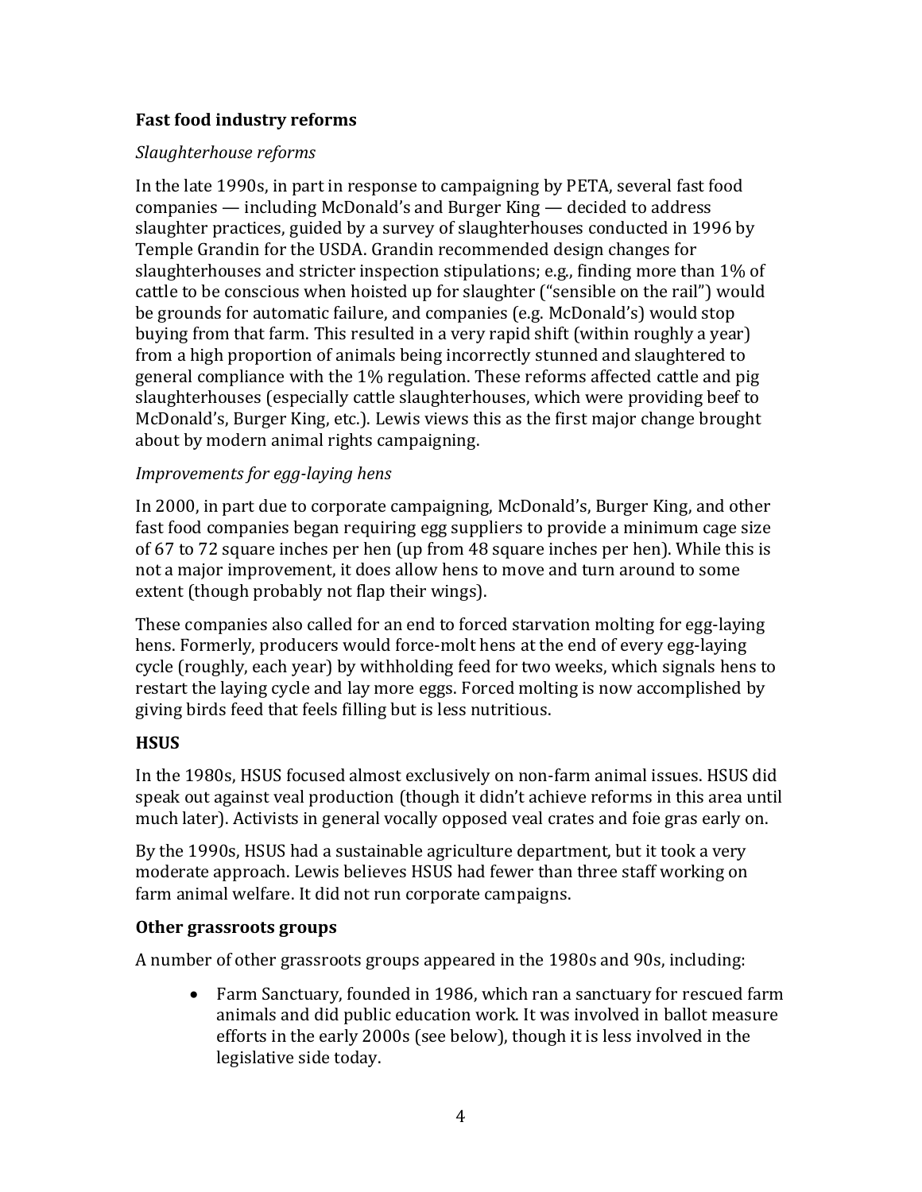### Fast food industry reforms

*Slaughterhouse reforms*

In the late 1990s, in part in response to campaigning by PETA, several fast food companies — including McDonald's and Burger King — decided to address slaughter practices, guided by a survey of slaughterhouses conducted in 1996 by Temple Grandin for the USDA. Grandin recommended design changes for slaughterhouses and stricter inspection stipulations; e.g., finding more than 1% of cattle to be conscious when hoisted up for slaughter ("sensible on the rail") would be grounds for automatic failure, and companies (e.g. McDonald's) would stop buying from that farm. This resulted in a very rapid shift (within roughly a year) from a high proportion of animals being incorrectly stunned and slaughtered to general compliance with the 1% regulation. These reforms affected cattle and pig slaughterhouses (especially cattle slaughterhouses, which were providing beef to McDonald's, Burger King, etc.). Lewis views this as the first major change brought about by modern animal rights campaigning.

*Improvements for egg-laying hens*

In 2000, in part due to corporate campaigning, McDonald's, Burger King, and other fast food companies began requiring egg suppliers to provide a minimum cage size of 67 to 72 square inches per hen (up from 48 square inches per hen). While this is not a major improvement, it does allow hens to move and turn around to some extent (though probably not flap their wings).

These companies also called for an end to forced starvation molting for egg-laying hens. Formerly, producers would force-molt hens at the end of every egg-laying cycle (roughly, each year) by withholding feed for two weeks, which signals hens to restart the laying cycle and lay more eggs. Forced molting is now accomplished by giving birds feed that feels filling but is less nutritious.

### HSUS

In the 1980s, HSUS focused almost exclusively on non-farm animal issues. HSUS did speak out against veal production (though it didn't achieve reforms in this area until much later). Activists in general vocally opposed veal crates and foie gras early on.

By the 1990s, HSUS had a sustainable agriculture department, but it took a very moderate approach. Lewis believes HSUS had fewer than three staff working on farm animal welfare. It did not run corporate campaigns.

### Other grassroots groups

A number of other grassroots groups appeared in the 1980s and 90s, including:

- Farm Sanctuary, founded in 1986, which ran a sanctuary for rescued farm animals and did public education work. It was involved in ballot measure efforts in the early 2000s (see below), though it is less involved in the legislative side today.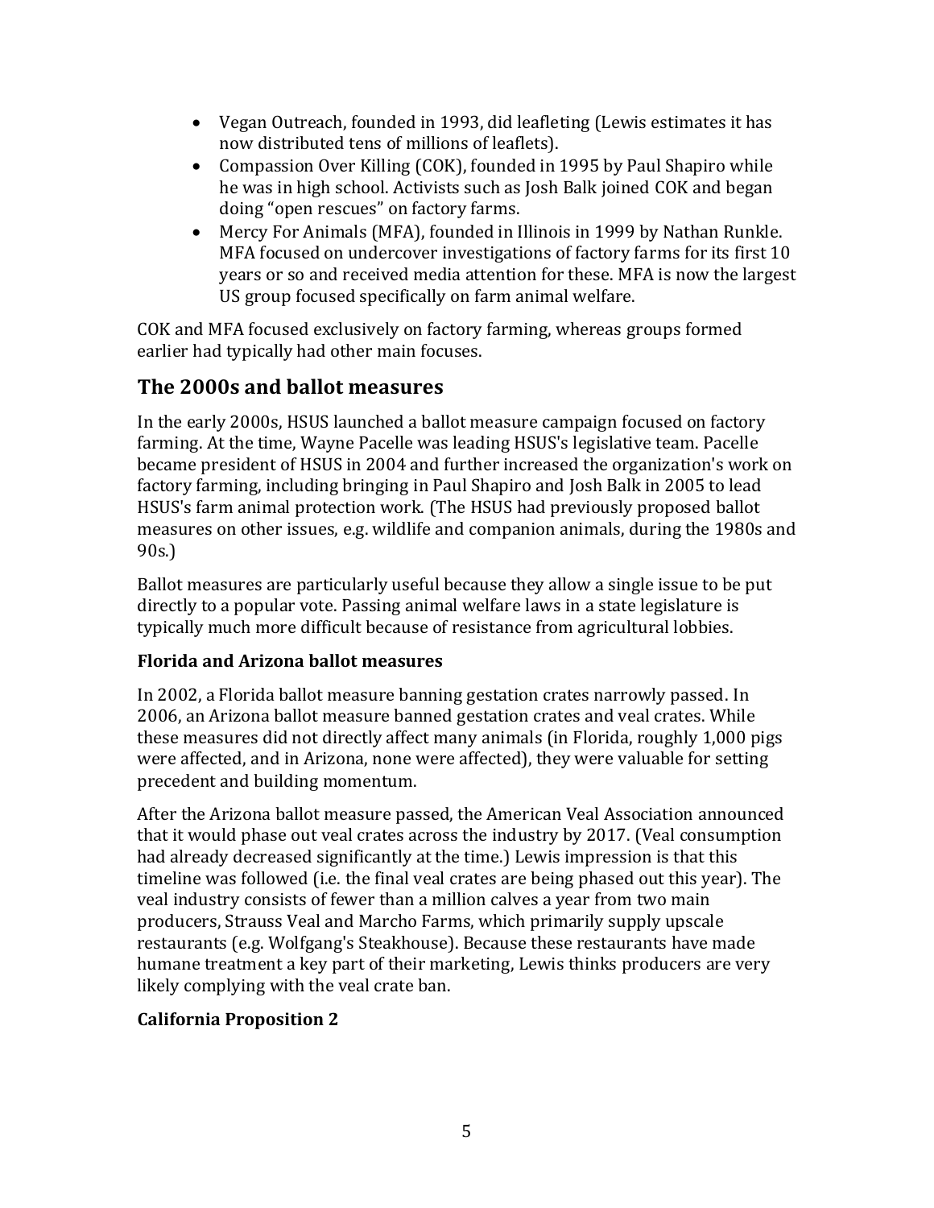- Vegan Outreach, founded in 1993, did leafleting (Lewis estimates it has now distributed tens of millions of leaflets).
- Compassion Over Killing (COK), founded in 1995 by Paul Shapiro while he was in high school. Activists such as Josh Balk joined COK and began doing "open rescues" on factory farms.
- Mercy For Animals (MFA), founded in Illinois in 1999 by Nathan Runkle. MFA focused on undercover investigations of factory farms for its first 10 years or so and received media attention for these. MFA is now the largest US group focused specifically on farm animal welfare.

COK and MFA focused exclusively on factory farming, whereas groups formed earlier had typically had other main focuses.

## The 2000s and ballot measures

In the early 2000s, HSUS launched a ballot measure campaign focused on factory farming. At the time, Wayne Pacelle was leading HSUS's legislative team. Pacelle became president of HSUS in 2004 and further increased the organization's work on factory farming, including bringing in Paul Shapiro and Josh Balk in 2005 to lead HSUS's farm animal protection work. (The HSUS had previously proposed ballot measures on other issues, e.g. wildlife and companion animals, during the 1980s and 90s.)

Ballot measures are particularly useful because they allow a single issue to be put directly to a popular vote. Passing animal welfare laws in a state legislature is typically much more difficult because of resistance from agricultural lobbies.

### Florida and Arizona ballot measures

In 2002, a Florida ballot measure banning gestation crates narrowly passed. In 2006, an Arizona ballot measure banned gestation crates and veal crates. While these measures did not directly affect many animals (in Florida, roughly 1,000 pigs were affected, and in Arizona, none were affected), they were valuable for setting precedent and building momentum.

After the Arizona ballot measure passed, the American Veal Association announced that it would phase out veal crates across the industry by 2017. (Veal consumption had already decreased significantly at the time.) Lewis impression is that this timeline was followed (i.e. the final veal crates are being phased out this year). The veal industry consists of fewer than a million calves a year from two main producers, Strauss Veal and Marcho Farms, which primarily supply upscale restaurants (e.g. Wolfgang's Steakhouse). Because these restaurants have made humane treatment a key part of their marketing, Lewis thinks producers are very likely complying with the veal crate ban.

### California Proposition 2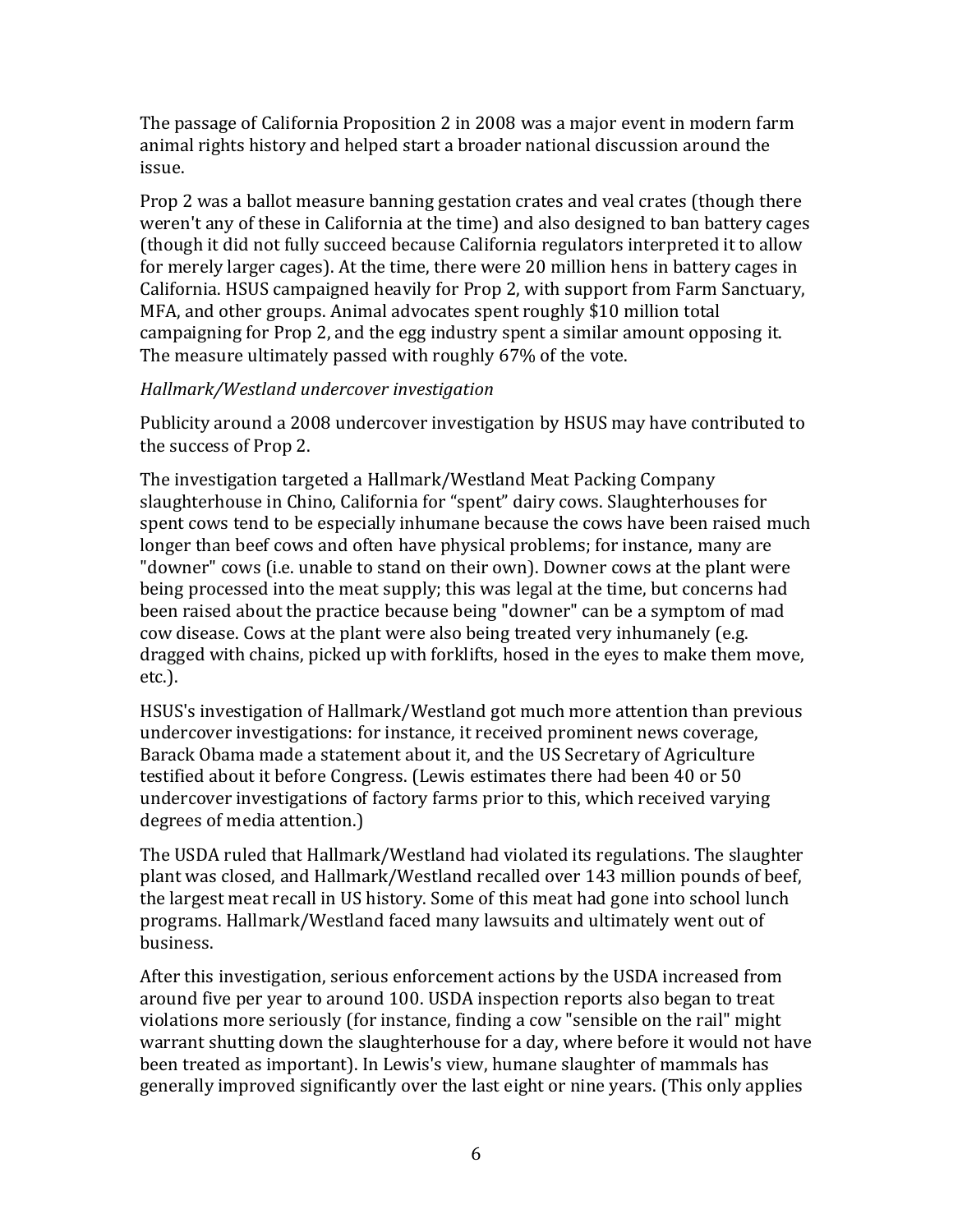The passage of California Proposition 2 in 2008 was a major event in modern farm animal rights history and helped start a broader national discussion around the issue.

Prop 2 was a ballot measure banning gestation crates and veal crates (though there weren't any of these in California at the time) and also designed to ban battery cages (though it did not fully succeed because California regulators interpreted it to allow for merely larger cages). At the time, there were 20 million hens in battery cages in California. HSUS campaigned heavily for Prop 2, with support from Farm Sanctuary, MFA, and other groups. Animal advocates spent roughly $10 million total campaigning for Prop 2, and the egg industry spent a similar amount opposing it. The measure ultimately passed with roughly 67% of the vote.

*Hallmark/Westland undercover investigation*

Publicity around a 2008 undercover investigation by HSUS may have contributed to the success of Prop 2.

The investigation targeted a Hallmark/Westland Meat Packing Company slaughterhouse in Chino, California for "spent" dairy cows. Slaughterhouses for spent cows tend to be especially inhumane because the cows have been raised much longer than beef cows and often have physical problems; for instance, many are "downer" cows (i.e. unable to stand on their own). Downer cows at the plant were being processed into the meat supply; this was legal at the time, but concerns had been raised about the practice because being "downer" can be a symptom of mad cow disease. Cows at the plant were also being treated very inhumanely (e.g. dragged with chains, picked up with forklifts, hosed in the eyes to make them move, etc.).

HSUS's investigation of Hallmark/Westland got much more attention than previous undercover investigations: for instance, it received prominent news coverage, Barack Obama made a statement about it, and the US Secretary of Agriculture testified about it before Congress. (Lewis estimates there had been 40 or 50 undercover investigations of factory farms prior to this, which received varying degrees of media attention.)

The USDA ruled that Hallmark/Westland had violated its regulations. The slaughter plant was closed, and Hallmark/Westland recalled over 143 million pounds of beef, the largest meat recall in US history. Some of this meat had gone into school lunch programs. Hallmark/Westland faced many lawsuits and ultimately went out of business.

After this investigation, serious enforcement actions by the USDA increased from around five per year to around 100. USDA inspection reports also began to treat violations more seriously (for instance, finding a cow "sensible on the rail" might warrant shutting down the slaughterhouse for a day, where before it would not have been treated as important). In Lewis's view, humane slaughter of mammals has generally improved significantly over the last eight or nine years. (This only applies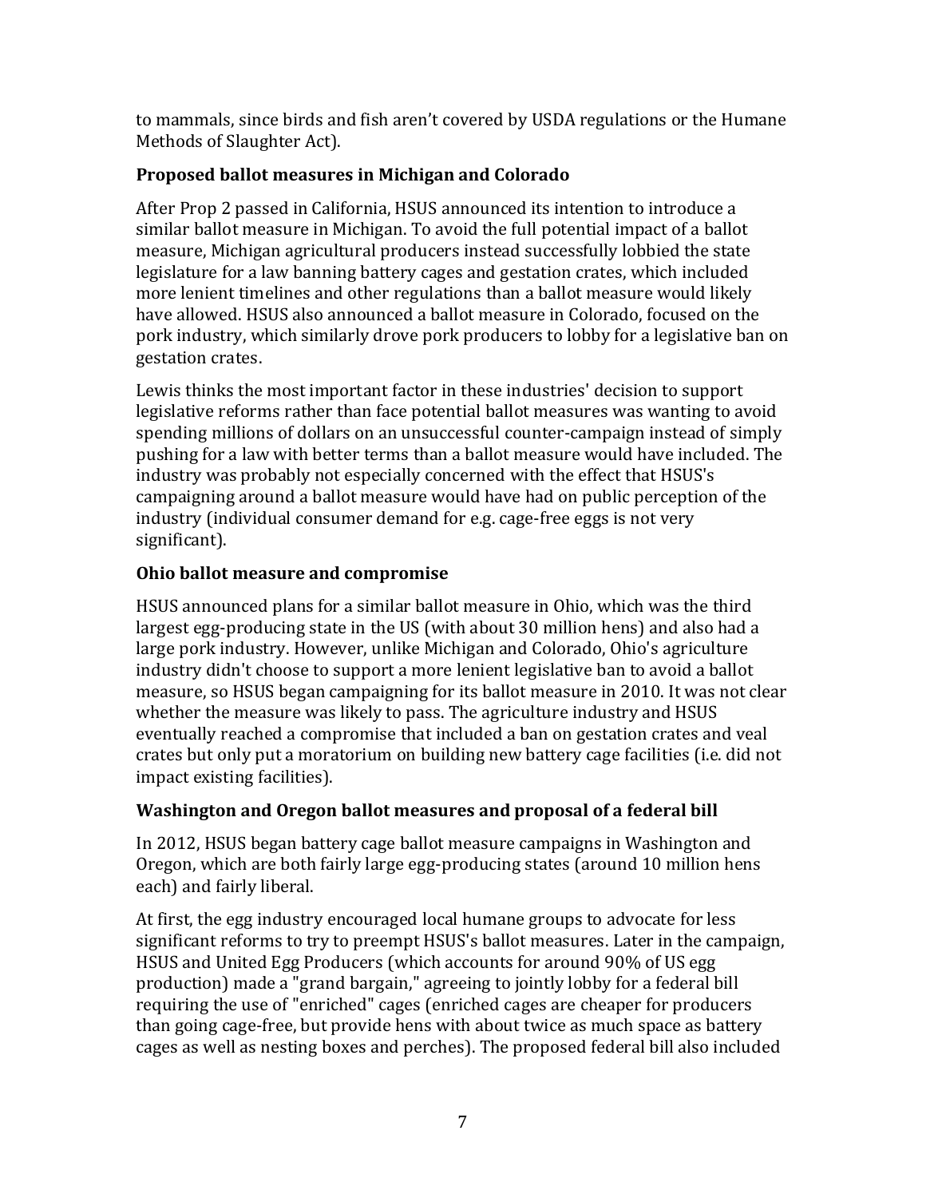to mammals, since birds and fish aren't covered by USDA regulations or the Humane Methods of Slaughter Act).

### Proposed ballot measures in Michigan and Colorado

After Prop 2 passed in California, HSUS announced its intention to introduce a similar ballot measure in Michigan. To avoid the full potential impact of a ballot measure, Michigan agricultural producers instead successfully lobbied the state legislature for a law banning battery cages and gestation crates, which included more lenient timelines and other regulations than a ballot measure would likely have allowed. HSUS also announced a ballot measure in Colorado, focused on the pork industry, which similarly drove pork producers to lobby for a legislative ban on gestation crates.

Lewis thinks the most important factor in these industries' decision to support legislative reforms rather than face potential ballot measures was wanting to avoid spending millions of dollars on an unsuccessful counter-campaign instead of simply pushing for a law with better terms than a ballot measure would have included. The industry was probably not especially concerned with the effect that HSUS's campaigning around a ballot measure would have had on public perception of the industry (individual consumer demand for e.g. cage-free eggs is not very significant).

### Ohio ballot measure and compromise

HSUS announced plans for a similar ballot measure in Ohio, which was the third largest egg-producing state in the US (with about 30 million hens) and also had a large pork industry. However, unlike Michigan and Colorado, Ohio's agriculture industry didn't choose to support a more lenient legislative ban to avoid a ballot measure, so HSUS began campaigning for its ballot measure in 2010. It was not clear whether the measure was likely to pass. The agriculture industry and HSUS eventually reached a compromise that included a ban on gestation crates and veal crates but only put a moratorium on building new battery cage facilities (i.e. did not impact existing facilities).

### Washington and Oregon ballot measures and proposal of a federal bill

In 2012, HSUS began battery cage ballot measure campaigns in Washington and Oregon, which are both fairly large egg-producing states (around 10 million hens each) and fairly liberal.

At first, the egg industry encouraged local humane groups to advocate for less significant reforms to try to preempt HSUS's ballot measures. Later in the campaign, HSUS and United Egg Producers (which accounts for around 90% of US egg production) made a "grand bargain," agreeing to jointly lobby for a federal bill requiring the use of "enriched" cages (enriched cages are cheaper for producers than going cage-free, but provide hens with about twice as much space as battery cages as well as nesting boxes and perches). The proposed federal bill also included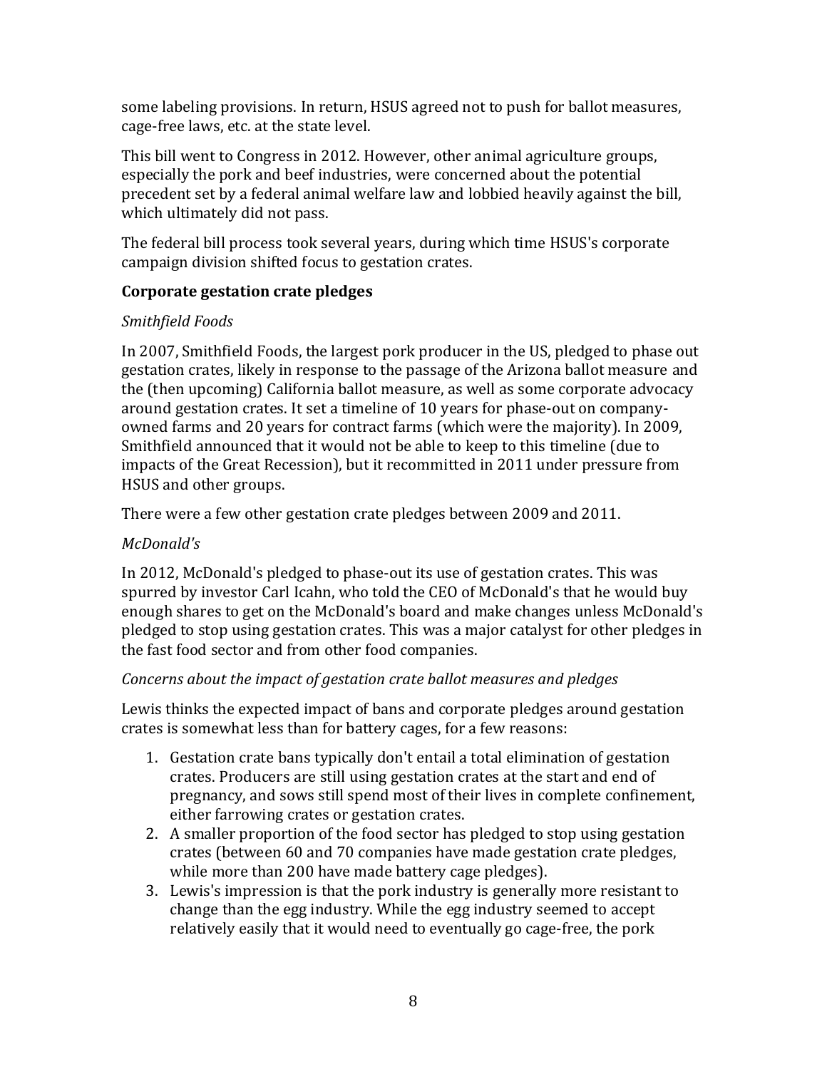some labeling provisions. In return, HSUS agreed not to push for ballot measures, cage-free laws, etc. at the state level.

This bill went to Congress in 2012. However, other animal agriculture groups, especially the pork and beef industries, were concerned about the potential precedent set by a federal animal welfare law and lobbied heavily against the bill, which ultimately did not pass.

The federal bill process took several years, during which time HSUS's corporate campaign division shifted focus to gestation crates.

### Corporate gestation crate pledges

*Smithfield Foods*

In 2007, Smithfield Foods, the largest pork producer in the US, pledged to phase out gestation crates, likely in response to the passage of the Arizona ballot measure and the (then upcoming) California ballot measure, as well as some corporate advocacy around gestation crates. It set a timeline of 10 years for phase-out on company-owned farms and 20 years for contract farms (which were the majority). In 2009, Smithfield announced that it would not be able to keep to this timeline (due to impacts of the Great Recession), but it recommitted in 2011 under pressure from HSUS and other groups.

There were a few other gestation crate pledges between 2009 and 2011.

*McDonald's*

In 2012, McDonald's pledged to phase-out its use of gestation crates. This was spurred by investor Carl Icahn, who told the CEO of McDonald's that he would buy enough shares to get on the McDonald's board and make changes unless McDonald's pledged to stop using gestation crates. This was a major catalyst for other pledges in the fast food sector and from other food companies.

*Concerns about the impact of gestation crate ballot measures and pledges*

Lewis thinks the expected impact of bans and corporate pledges around gestation crates is somewhat less than for battery cages, for a few reasons:

1. Gestation crate bans typically don't entail a total elimination of gestation crates. Producers are still using gestation crates at the start and end of pregnancy, and sows still spend most of their lives in complete confinement, either farrowing crates or gestation crates.
2. A smaller proportion of the food sector has pledged to stop using gestation crates (between 60 and 70 companies have made gestation crate pledges, while more than 200 have made battery cage pledges).
3. Lewis's impression is that the pork industry is generally more resistant to change than the egg industry. While the egg industry seemed to accept relatively easily that it would need to eventually go cage-free, the pork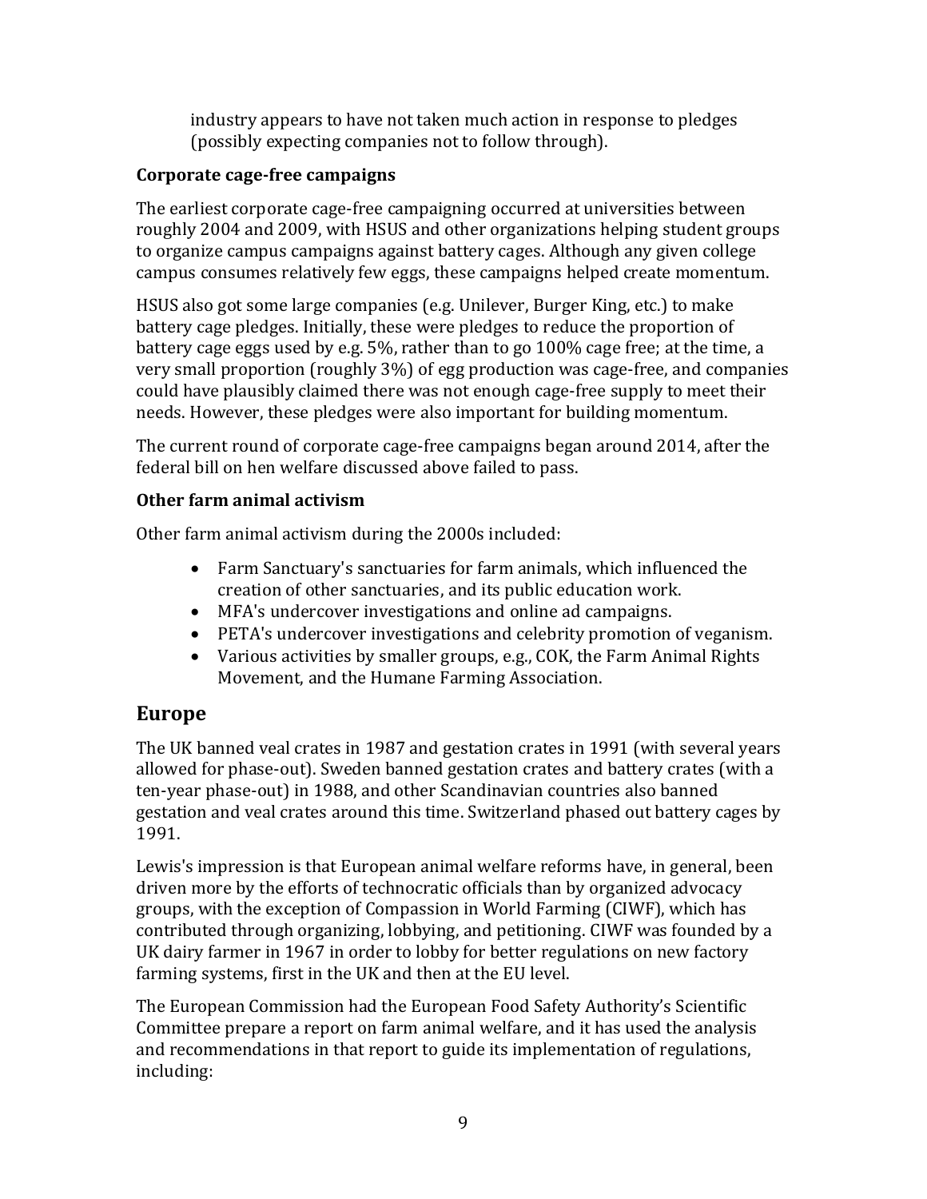industry appears to have not taken much action in response to pledges (possibly expecting companies not to follow through).

### Corporate cage-free campaigns

The earliest corporate cage-free campaigning occurred at universities between roughly 2004 and 2009, with HSUS and other organizations helping student groups to organize campus campaigns against battery cages. Although any given college campus consumes relatively few eggs, these campaigns helped create momentum.

HSUS also got some large companies (e.g. Unilever, Burger King, etc.) to make battery cage pledges. Initially, these were pledges to reduce the proportion of battery cage eggs used by e.g. 5%, rather than to go 100% cage free; at the time, a very small proportion (roughly 3%) of egg production was cage-free, and companies could have plausibly claimed there was not enough cage-free supply to meet their needs. However, these pledges were also important for building momentum.

The current round of corporate cage-free campaigns began around 2014, after the federal bill on hen welfare discussed above failed to pass.

### Other farm animal activism

Other farm animal activism during the 2000s included:

- Farm Sanctuary's sanctuaries for farm animals, which influenced the creation of other sanctuaries, and its public education work.
- MFA's undercover investigations and online ad campaigns.
- PETA's undercover investigations and celebrity promotion of veganism.
- Various activities by smaller groups, e.g., COK, the Farm Animal Rights Movement, and the Humane Farming Association.

## Europe

The UK banned veal crates in 1987 and gestation crates in 1991 (with several years allowed for phase-out). Sweden banned gestation crates and battery crates (with a ten-year phase-out) in 1988, and other Scandinavian countries also banned gestation and veal crates around this time. Switzerland phased out battery cages by 1991.

Lewis's impression is that European animal welfare reforms have, in general, been driven more by the efforts of technocratic officials than by organized advocacy groups, with the exception of Compassion in World Farming (CIWF), which has contributed through organizing, lobbying, and petitioning. CIWF was founded by a UK dairy farmer in 1967 in order to lobby for better regulations on new factory farming systems, first in the UK and then at the EU level.

The European Commission had the European Food Safety Authority's Scientific Committee prepare a report on farm animal welfare, and it has used the analysis and recommendations in that report to guide its implementation of regulations, including: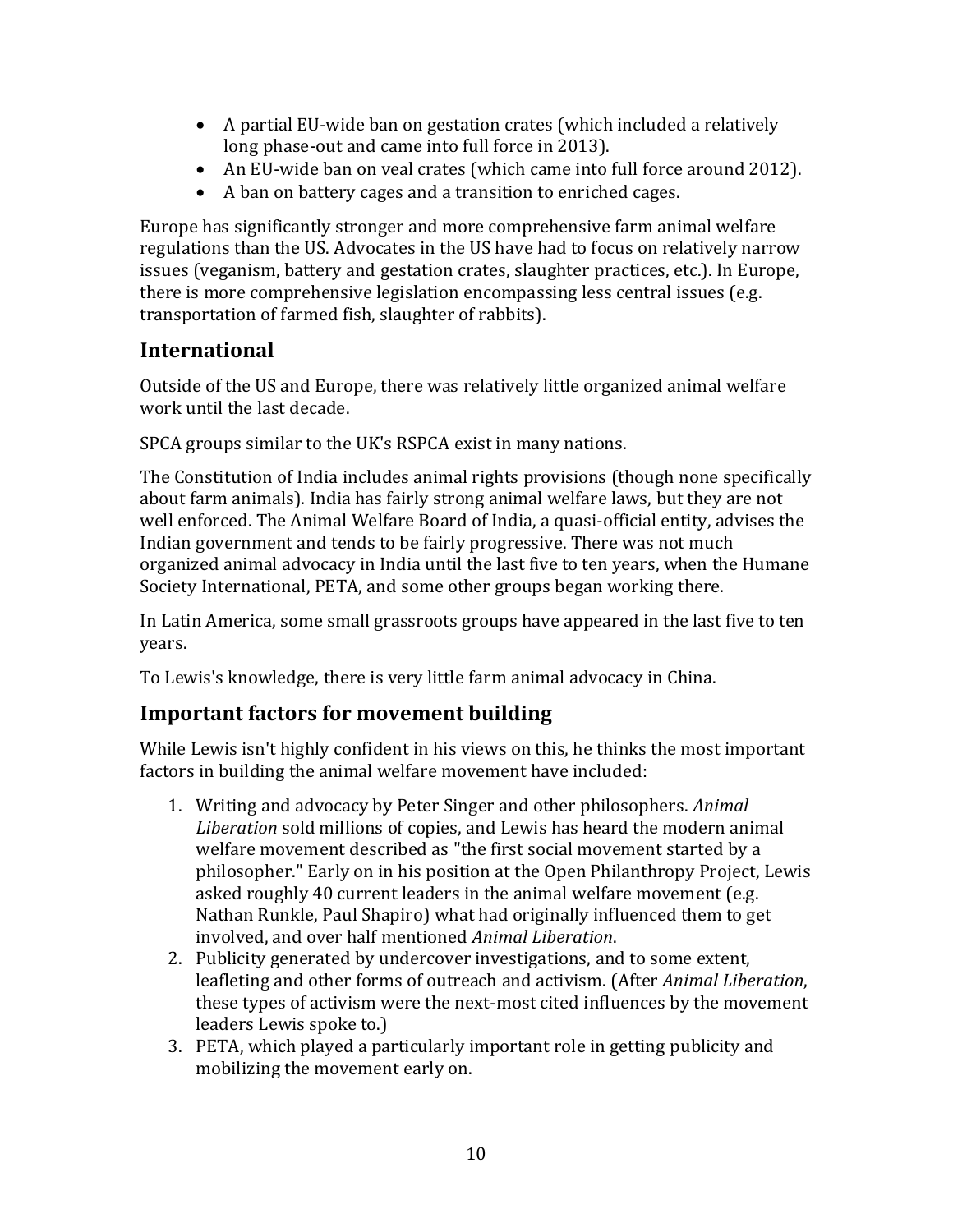- A partial EU-wide ban on gestation crates (which included a relatively long phase-out and came into full force in 2013).
- An EU-wide ban on veal crates (which came into full force around 2012).
- A ban on battery cages and a transition to enriched cages.

Europe has significantly stronger and more comprehensive farm animal welfare regulations than the US. Advocates in the US have had to focus on relatively narrow issues (veganism, battery and gestation crates, slaughter practices, etc.). In Europe, there is more comprehensive legislation encompassing less central issues (e.g. transportation of farmed fish, slaughter of rabbits).

## International

Outside of the US and Europe, there was relatively little organized animal welfare work until the last decade.

SPCA groups similar to the UK's RSPCA exist in many nations.

The Constitution of India includes animal rights provisions (though none specifically about farm animals). India has fairly strong animal welfare laws, but they are not well enforced. The Animal Welfare Board of India, a quasi-official entity, advises the Indian government and tends to be fairly progressive. There was not much organized animal advocacy in India until the last five to ten years, when the Humane Society International, PETA, and some other groups began working there.

In Latin America, some small grassroots groups have appeared in the last five to ten years.

To Lewis's knowledge, there is very little farm animal advocacy in China.

## Important factors for movement building

While Lewis isn't highly confident in his views on this, he thinks the most important factors in building the animal welfare movement have included:

1. Writing and advocacy by Peter Singer and other philosophers. *Animal Liberation* sold millions of copies, and Lewis has heard the modern animal welfare movement described as "the first social movement started by a philosopher." Early on in his position at the Open Philanthropy Project, Lewis asked roughly 40 current leaders in the animal welfare movement (e.g. Nathan Runkle, Paul Shapiro) what had originally influenced them to get involved, and over half mentioned *Animal Liberation*.
2. Publicity generated by undercover investigations, and to some extent, leafleting and other forms of outreach and activism. (After *Animal Liberation*, these types of activism were the next-most cited influences by the movement leaders Lewis spoke to.)
3. PETA, which played a particularly important role in getting publicity and mobilizing the movement early on.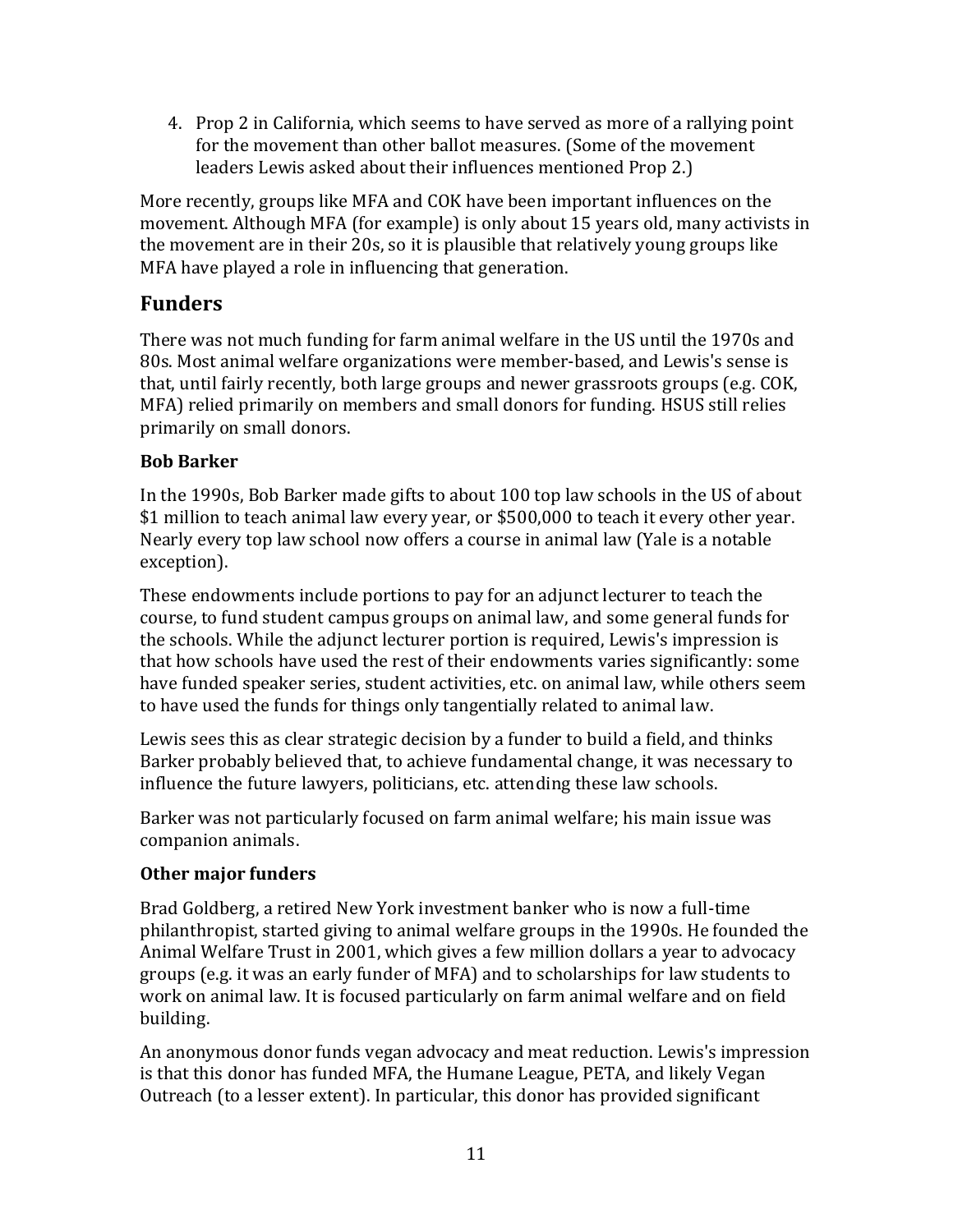4. Prop 2 in California, which seems to have served as more of a rallying point for the movement than other ballot measures. (Some of the movement leaders Lewis asked about their influences mentioned Prop 2.)

More recently, groups like MFA and COK have been important influences on the movement. Although MFA (for example) is only about 15 years old, many activists in the movement are in their 20s, so it is plausible that relatively young groups like MFA have played a role in influencing that generation.

## Funders

There was not much funding for farm animal welfare in the US until the 1970s and 80s. Most animal welfare organizations were member-based, and Lewis's sense is that, until fairly recently, both large groups and newer grassroots groups (e.g. COK, MFA) relied primarily on members and small donors for funding. HSUS still relies primarily on small donors.

### Bob Barker

In the 1990s, Bob Barker made gifts to about 100 top law schools in the US of about $1 million to teach animal law every year, or $500,000 to teach it every other year. Nearly every top law school now offers a course in animal law (Yale is a notable exception).

These endowments include portions to pay for an adjunct lecturer to teach the course, to fund student campus groups on animal law, and some general funds for the schools. While the adjunct lecturer portion is required, Lewis's impression is that how schools have used the rest of their endowments varies significantly: some have funded speaker series, student activities, etc. on animal law, while others seem to have used the funds for things only tangentially related to animal law.

Lewis sees this as clear strategic decision by a funder to build a field, and thinks Barker probably believed that, to achieve fundamental change, it was necessary to influence the future lawyers, politicians, etc. attending these law schools.

Barker was not particularly focused on farm animal welfare; his main issue was companion animals.

### Other major funders

Brad Goldberg, a retired New York investment banker who is now a full-time philanthropist, started giving to animal welfare groups in the 1990s. He founded the Animal Welfare Trust in 2001, which gives a few million dollars a year to advocacy groups (e.g. it was an early funder of MFA) and to scholarships for law students to work on animal law. It is focused particularly on farm animal welfare and on field building.

An anonymous donor funds vegan advocacy and meat reduction. Lewis's impression is that this donor has funded MFA, the Humane League, PETA, and likely Vegan Outreach (to a lesser extent). In particular, this donor has provided significant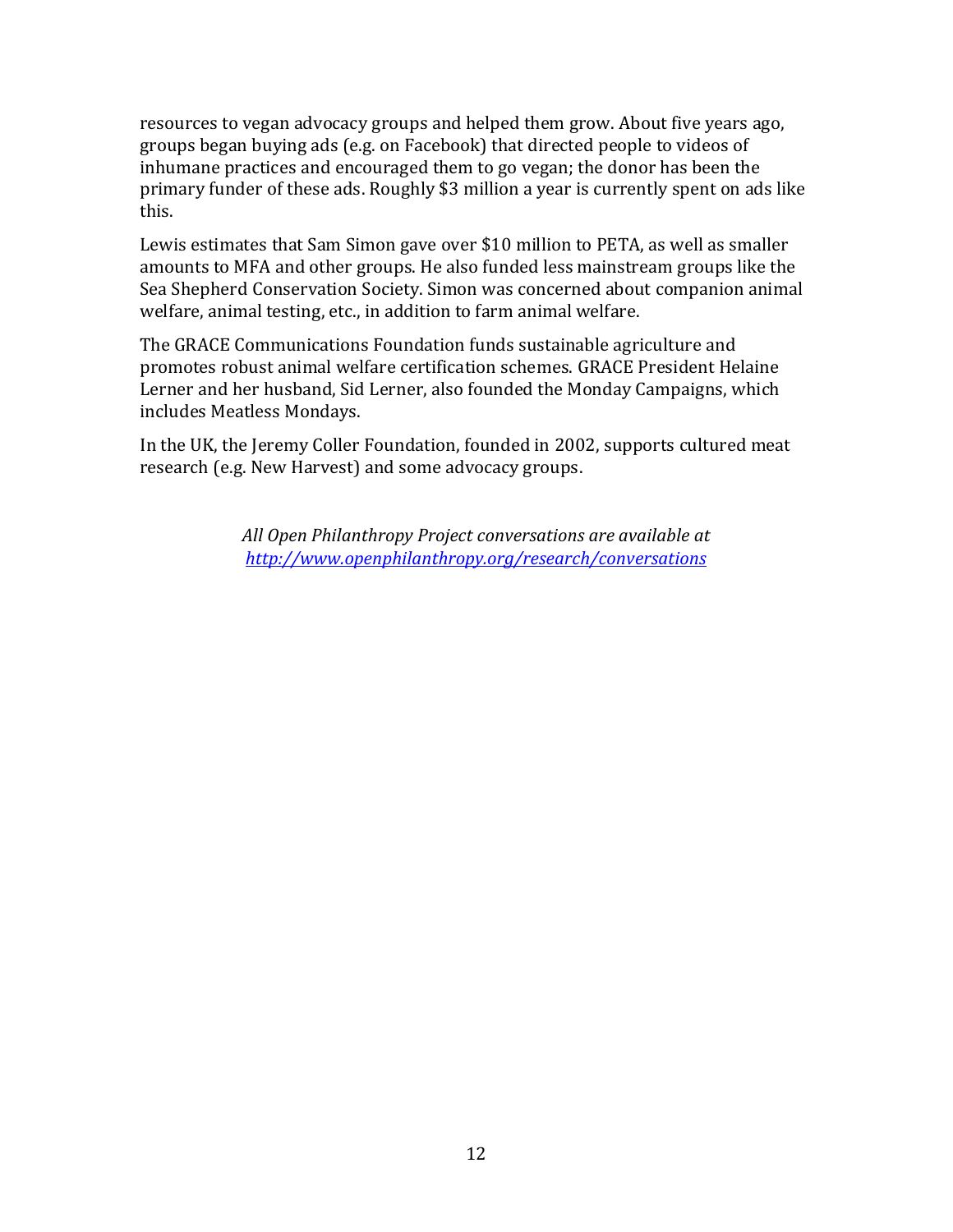resources to vegan advocacy groups and helped them grow. About five years ago, groups began buying ads (e.g. on Facebook) that directed people to videos of inhumane practices and encouraged them to go vegan; the donor has been the primary funder of these ads. Roughly $3 million a year is currently spent on ads like this.

Lewis estimates that Sam Simon gave over $10 million to PETA, as well as smaller amounts to MFA and other groups. He also funded less mainstream groups like the Sea Shepherd Conservation Society. Simon was concerned about companion animal welfare, animal testing, etc., in addition to farm animal welfare.

The GRACE Communications Foundation funds sustainable agriculture and promotes robust animal welfare certification schemes. GRACE President Helaine Lerner and her husband, Sid Lerner, also founded the Monday Campaigns, which includes Meatless Mondays.

In the UK, the Jeremy Coller Foundation, founded in 2002, supports cultured meat research (e.g. New Harvest) and some advocacy groups.

*All Open Philanthropy Project conversations are available at [http://www.openphilanthropy.org/research/conversations](http://www.openphilanthropy.org/research/conversations)*